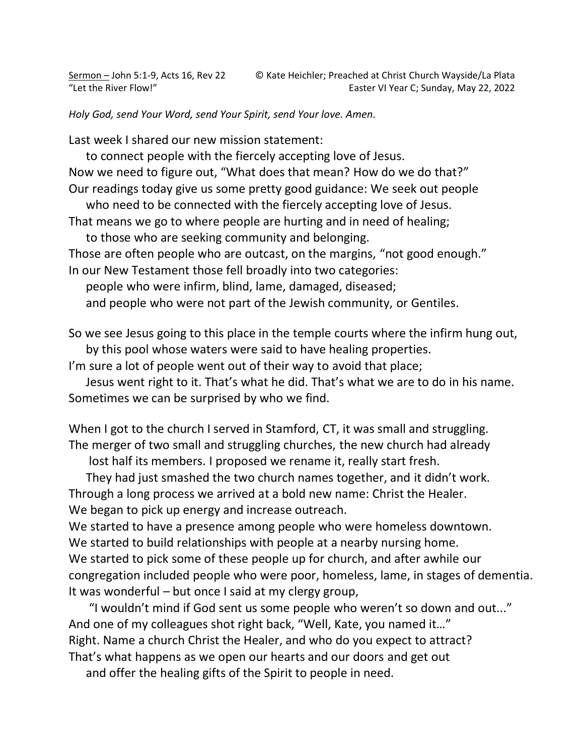<u>Sermon –</u> John 5:1-9, Acts 16, Rev 22 © Kate Heichler; Preached at Christ Church Wayside/La Plata
"Let the River Flow!" Easter VI Year C; Sunday, May 22, 2022

*Holy God, send Your Word, send Your Spirit, send Your love. Amen.*

Last week I shared our new mission statement:
 to connect people with the fiercely accepting love of Jesus.
Now we need to figure out, "What does that mean? How do we do that?"
Our readings today give us some pretty good guidance: We seek out people
 who need to be connected with the fiercely accepting love of Jesus.
That means we go to where people are hurting and in need of healing;
 to those who are seeking community and belonging.
Those are often people who are outcast, on the margins, "not good enough."
In our New Testament those fell broadly into two categories:
 people who were infirm, blind, lame, damaged, diseased;
 and people who were not part of the Jewish community, or Gentiles.

So we see Jesus going to this place in the temple courts where the infirm hung out,
 by this pool whose waters were said to have healing properties.
I'm sure a lot of people went out of their way to avoid that place;
 Jesus went right to it. That's what he did. That's what we are to do in his name.
Sometimes we can be surprised by who we find.

When I got to the church I served in Stamford, CT, it was small and struggling.
The merger of two small and struggling churches, the new church had already
 lost half its members. I proposed we rename it, really start fresh.
 They had just smashed the two church names together, and it didn't work.
Through a long process we arrived at a bold new name: Christ the Healer.
We began to pick up energy and increase outreach.
We started to have a presence among people who were homeless downtown.
We started to build relationships with people at a nearby nursing home.
We started to pick some of these people up for church, and after awhile our congregation included people who were poor, homeless, lame, in stages of dementia.
It was wonderful – but once I said at my clergy group,
 "I wouldn't mind if God sent us some people who weren't so down and out..."
And one of my colleagues shot right back, "Well, Kate, you named it…"
Right. Name a church Christ the Healer, and who do you expect to attract?
That's what happens as we open our hearts and our doors and get out
 and offer the healing gifts of the Spirit to people in need.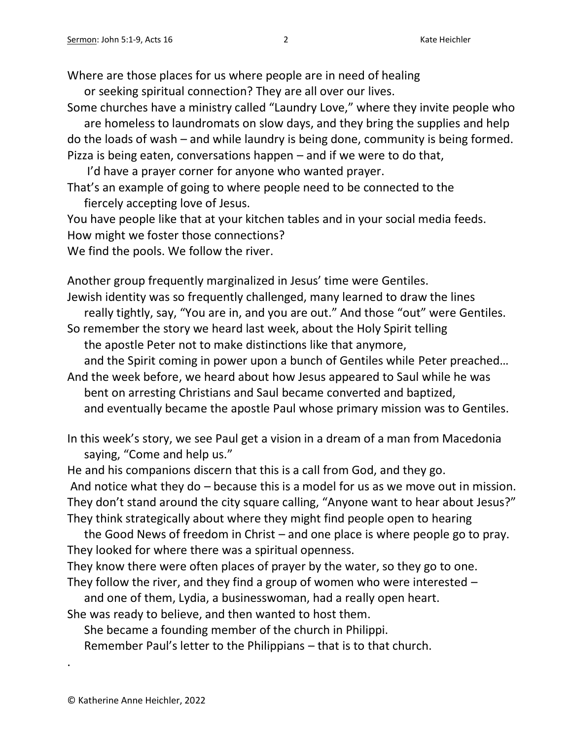Where are those places for us where people are in need of healing
or seeking spiritual connection? They are all over our lives.
Some churches have a ministry called "Laundry Love," where they invite people who are homeless to laundromats on slow days, and they bring the supplies and help do the loads of wash – and while laundry is being done, community is being formed.
Pizza is being eaten, conversations happen – and if we were to do that,
I'd have a prayer corner for anyone who wanted prayer.
That's an example of going to where people need to be connected to the
fiercely accepting love of Jesus.
You have people like that at your kitchen tables and in your social media feeds.
How might we foster those connections?
We find the pools. We follow the river.

Another group frequently marginalized in Jesus' time were Gentiles.
Jewish identity was so frequently challenged, many learned to draw the lines
really tightly, say, "You are in, and you are out." And those "out" were Gentiles.
So remember the story we heard last week, about the Holy Spirit telling
the apostle Peter not to make distinctions like that anymore,
and the Spirit coming in power upon a bunch of Gentiles while Peter preached…
And the week before, we heard about how Jesus appeared to Saul while he was
bent on arresting Christians and Saul became converted and baptized,
and eventually became the apostle Paul whose primary mission was to Gentiles.

In this week's story, we see Paul get a vision in a dream of a man from Macedonia
saying, "Come and help us."
He and his companions discern that this is a call from God, and they go.
And notice what they do – because this is a model for us as we move out in mission.
They don't stand around the city square calling, "Anyone want to hear about Jesus?"
They think strategically about where they might find people open to hearing
the Good News of freedom in Christ – and one place is where people go to pray.
They looked for where there was a spiritual openness.
They know there were often places of prayer by the water, so they go to one.
They follow the river, and they find a group of women who were interested –
and one of them, Lydia, a businesswoman, had a really open heart.
She was ready to believe, and then wanted to host them.
She became a founding member of the church in Philippi.
Remember Paul's letter to the Philippians – that is to that church.

.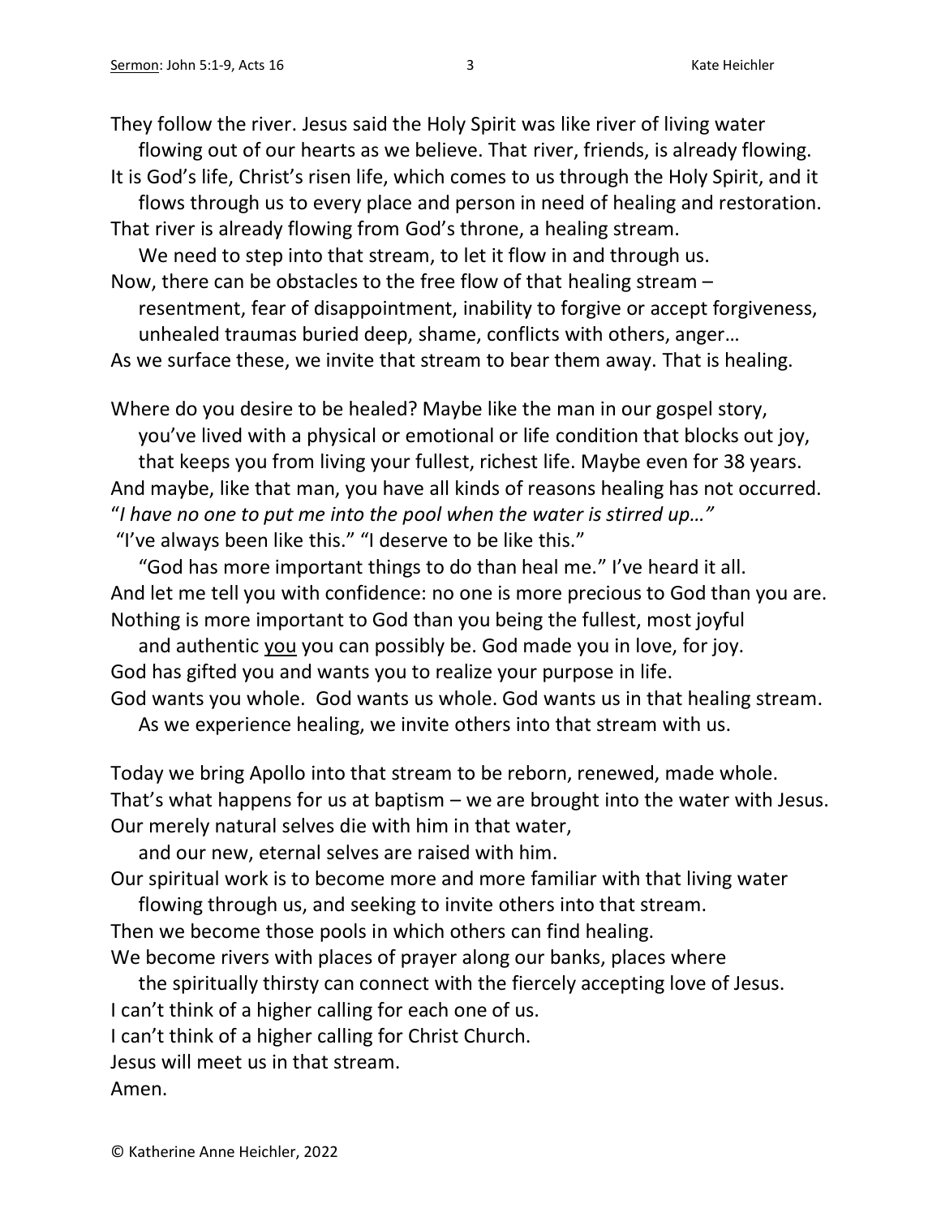They follow the river. Jesus said the Holy Spirit was like river of living water
flowing out of our hearts as we believe. That river, friends, is already flowing.
It is God's life, Christ's risen life, which comes to us through the Holy Spirit, and it
flows through us to every place and person in need of healing and restoration.
That river is already flowing from God's throne, a healing stream.
We need to step into that stream, to let it flow in and through us.
Now, there can be obstacles to the free flow of that healing stream –
resentment, fear of disappointment, inability to forgive or accept forgiveness,
unhealed traumas buried deep, shame, conflicts with others, anger…
As we surface these, we invite that stream to bear them away. That is healing.

Where do you desire to be healed? Maybe like the man in our gospel story,
you've lived with a physical or emotional or life condition that blocks out joy,
that keeps you from living your fullest, richest life. Maybe even for 38 years.
And maybe, like that man, you have all kinds of reasons healing has not occurred.
"*I have no one to put me into the pool when the water is stirred up…"*
"I've always been like this." "I deserve to be like this."
"God has more important things to do than heal me." I've heard it all.
And let me tell you with confidence: no one is more precious to God than you are.
Nothing is more important to God than you being the fullest, most joyful
and authentic <u>you</u> you can possibly be. God made you in love, for joy.
God has gifted you and wants you to realize your purpose in life.
God wants you whole. God wants us whole. God wants us in that healing stream.
As we experience healing, we invite others into that stream with us.

Today we bring Apollo into that stream to be reborn, renewed, made whole.
That's what happens for us at baptism – we are brought into the water with Jesus.
Our merely natural selves die with him in that water,
and our new, eternal selves are raised with him.
Our spiritual work is to become more and more familiar with that living water
flowing through us, and seeking to invite others into that stream.
Then we become those pools in which others can find healing.
We become rivers with places of prayer along our banks, places where
the spiritually thirsty can connect with the fiercely accepting love of Jesus.
I can't think of a higher calling for each one of us.
I can't think of a higher calling for Christ Church.
Jesus will meet us in that stream.
Amen.

© Katherine Anne Heichler, 2022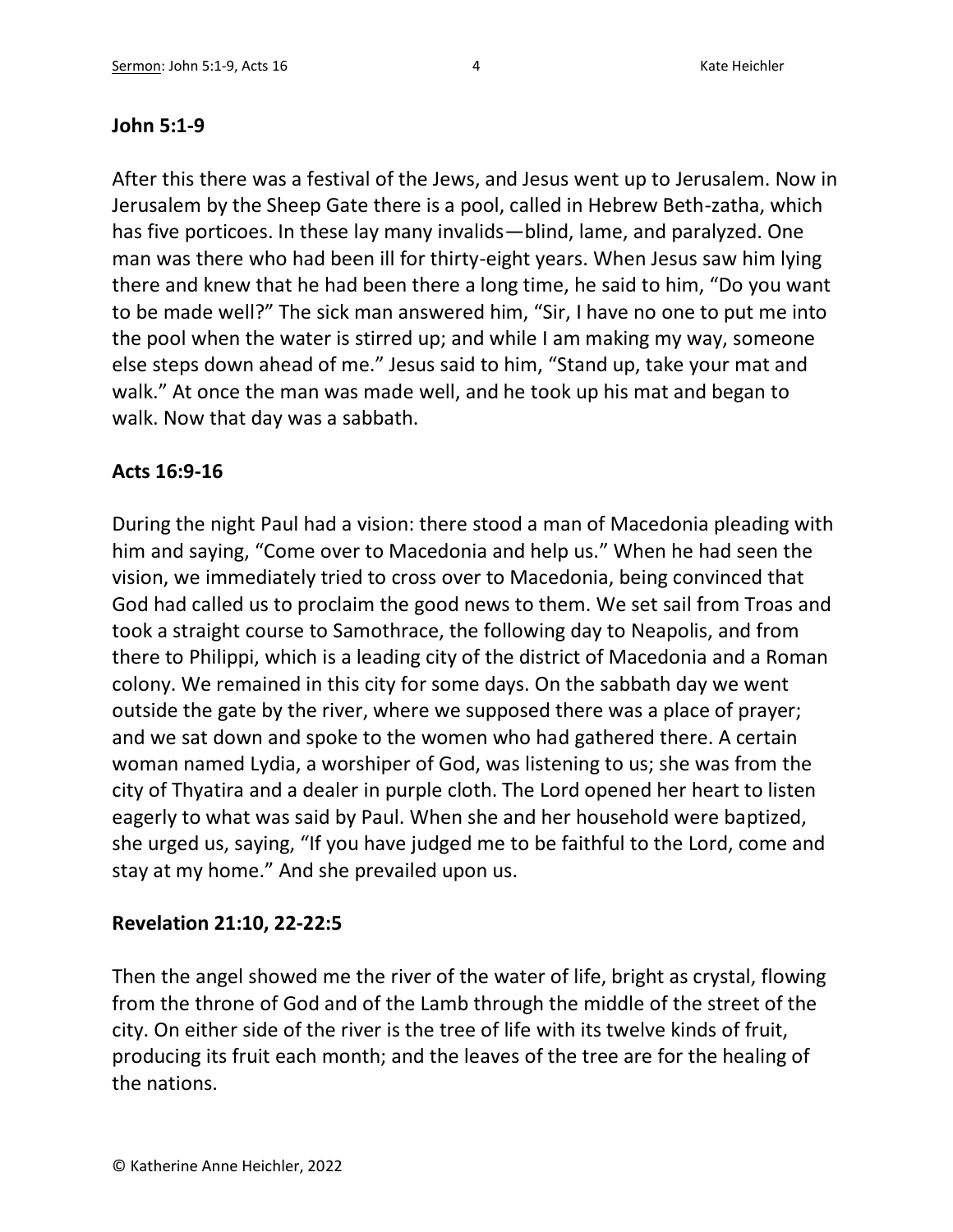**John 5:1-9**

After this there was a festival of the Jews, and Jesus went up to Jerusalem. Now in Jerusalem by the Sheep Gate there is a pool, called in Hebrew Beth-zatha, which has five porticoes. In these lay many invalids—blind, lame, and paralyzed. One man was there who had been ill for thirty-eight years. When Jesus saw him lying there and knew that he had been there a long time, he said to him, "Do you want to be made well?" The sick man answered him, "Sir, I have no one to put me into the pool when the water is stirred up; and while I am making my way, someone else steps down ahead of me." Jesus said to him, "Stand up, take your mat and walk." At once the man was made well, and he took up his mat and began to walk. Now that day was a sabbath.

**Acts 16:9-16**

During the night Paul had a vision: there stood a man of Macedonia pleading with him and saying, "Come over to Macedonia and help us." When he had seen the vision, we immediately tried to cross over to Macedonia, being convinced that God had called us to proclaim the good news to them. We set sail from Troas and took a straight course to Samothrace, the following day to Neapolis, and from there to Philippi, which is a leading city of the district of Macedonia and a Roman colony. We remained in this city for some days. On the sabbath day we went outside the gate by the river, where we supposed there was a place of prayer; and we sat down and spoke to the women who had gathered there. A certain woman named Lydia, a worshiper of God, was listening to us; she was from the city of Thyatira and a dealer in purple cloth. The Lord opened her heart to listen eagerly to what was said by Paul. When she and her household were baptized, she urged us, saying, "If you have judged me to be faithful to the Lord, come and stay at my home." And she prevailed upon us.

**Revelation 21:10, 22-22:5**

Then the angel showed me the river of the water of life, bright as crystal, flowing from the throne of God and of the Lamb through the middle of the street of the city. On either side of the river is the tree of life with its twelve kinds of fruit, producing its fruit each month; and the leaves of the tree are for the healing of the nations.

© Katherine Anne Heichler, 2022